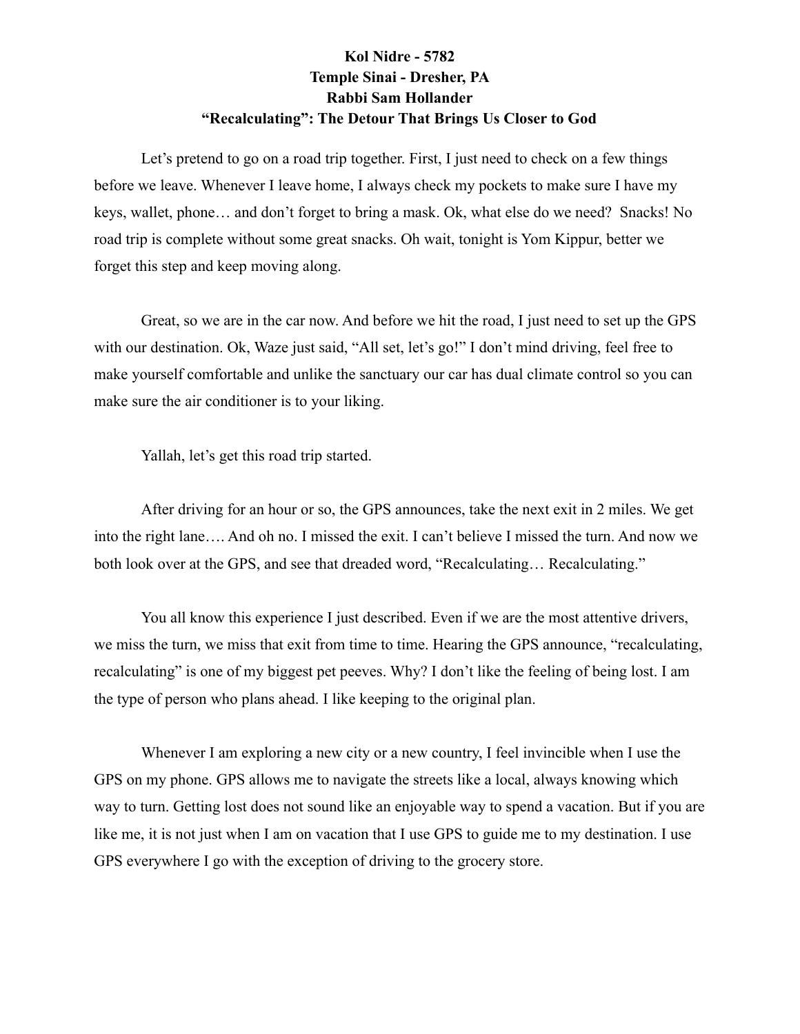**Kol Nidre - 5782**
**Temple Sinai - Dresher, PA**
**Rabbi Sam Hollander**
**"Recalculating": The Detour That Brings Us Closer to God**

Let's pretend to go on a road trip together. First, I just need to check on a few things before we leave. Whenever I leave home, I always check my pockets to make sure I have my keys, wallet, phone… and don't forget to bring a mask. Ok, what else do we need? Snacks! No road trip is complete without some great snacks. Oh wait, tonight is Yom Kippur, better we forget this step and keep moving along.

Great, so we are in the car now. And before we hit the road, I just need to set up the GPS with our destination. Ok, Waze just said, "All set, let's go!" I don't mind driving, feel free to make yourself comfortable and unlike the sanctuary our car has dual climate control so you can make sure the air conditioner is to your liking.

Yallah, let's get this road trip started.

After driving for an hour or so, the GPS announces, take the next exit in 2 miles. We get into the right lane…. And oh no. I missed the exit. I can't believe I missed the turn. And now we both look over at the GPS, and see that dreaded word, "Recalculating… Recalculating."

You all know this experience I just described. Even if we are the most attentive drivers, we miss the turn, we miss that exit from time to time. Hearing the GPS announce, "recalculating, recalculating" is one of my biggest pet peeves. Why? I don't like the feeling of being lost. I am the type of person who plans ahead. I like keeping to the original plan.

Whenever I am exploring a new city or a new country, I feel invincible when I use the GPS on my phone. GPS allows me to navigate the streets like a local, always knowing which way to turn. Getting lost does not sound like an enjoyable way to spend a vacation. But if you are like me, it is not just when I am on vacation that I use GPS to guide me to my destination. I use GPS everywhere I go with the exception of driving to the grocery store.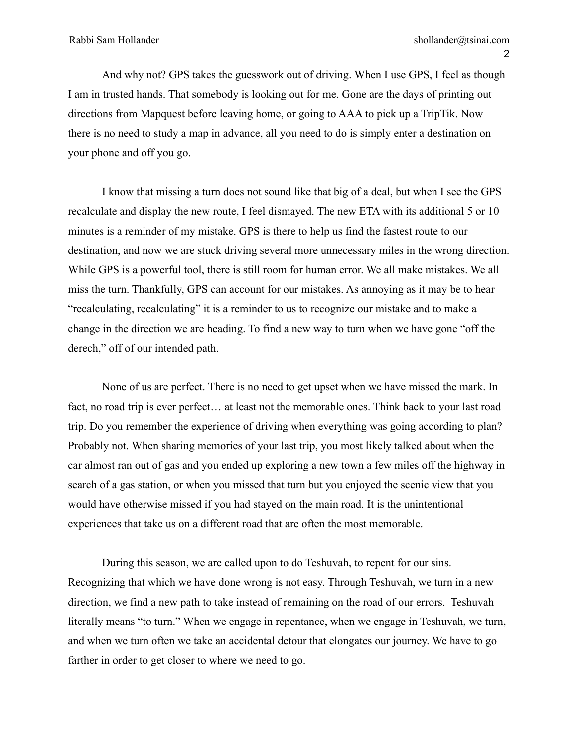And why not? GPS takes the guesswork out of driving. When I use GPS, I feel as though I am in trusted hands. That somebody is looking out for me. Gone are the days of printing out directions from Mapquest before leaving home, or going to AAA to pick up a TripTik. Now there is no need to study a map in advance, all you need to do is simply enter a destination on your phone and off you go.

I know that missing a turn does not sound like that big of a deal, but when I see the GPS recalculate and display the new route, I feel dismayed. The new ETA with its additional 5 or 10 minutes is a reminder of my mistake. GPS is there to help us find the fastest route to our destination, and now we are stuck driving several more unnecessary miles in the wrong direction. While GPS is a powerful tool, there is still room for human error. We all make mistakes. We all miss the turn. Thankfully, GPS can account for our mistakes. As annoying as it may be to hear "recalculating, recalculating" it is a reminder to us to recognize our mistake and to make a change in the direction we are heading. To find a new way to turn when we have gone "off the derech," off of our intended path.

None of us are perfect. There is no need to get upset when we have missed the mark. In fact, no road trip is ever perfect… at least not the memorable ones. Think back to your last road trip. Do you remember the experience of driving when everything was going according to plan? Probably not. When sharing memories of your last trip, you most likely talked about when the car almost ran out of gas and you ended up exploring a new town a few miles off the highway in search of a gas station, or when you missed that turn but you enjoyed the scenic view that you would have otherwise missed if you had stayed on the main road. It is the unintentional experiences that take us on a different road that are often the most memorable.

During this season, we are called upon to do Teshuvah, to repent for our sins. Recognizing that which we have done wrong is not easy. Through Teshuvah, we turn in a new direction, we find a new path to take instead of remaining on the road of our errors. Teshuvah literally means "to turn." When we engage in repentance, when we engage in Teshuvah, we turn, and when we turn often we take an accidental detour that elongates our journey. We have to go farther in order to get closer to where we need to go.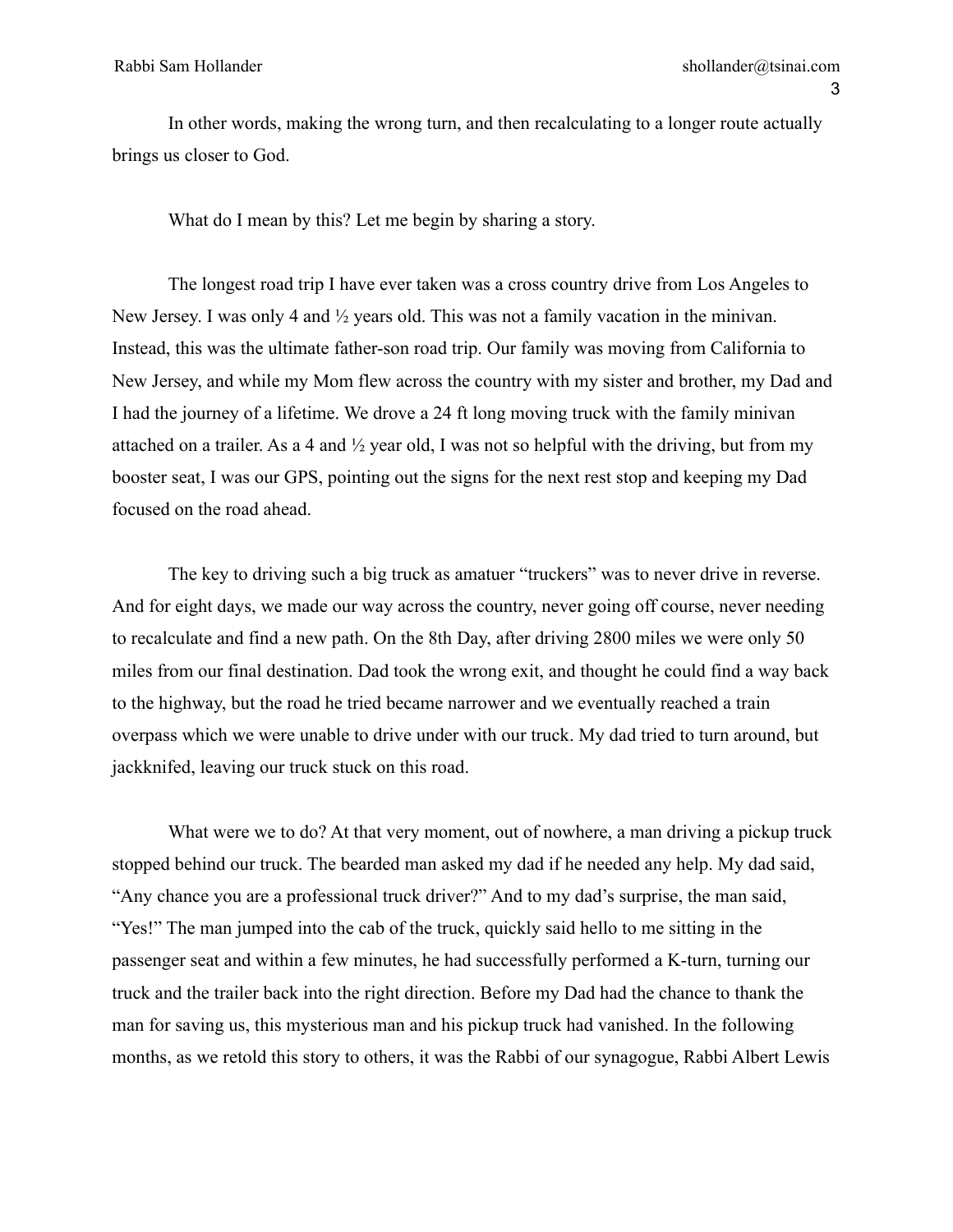In other words, making the wrong turn, and then recalculating to a longer route actually brings us closer to God.

What do I mean by this? Let me begin by sharing a story.

The longest road trip I have ever taken was a cross country drive from Los Angeles to New Jersey. I was only 4 and ½ years old. This was not a family vacation in the minivan. Instead, this was the ultimate father-son road trip. Our family was moving from California to New Jersey, and while my Mom flew across the country with my sister and brother, my Dad and I had the journey of a lifetime. We drove a 24 ft long moving truck with the family minivan attached on a trailer. As a 4 and ½ year old, I was not so helpful with the driving, but from my booster seat, I was our GPS, pointing out the signs for the next rest stop and keeping my Dad focused on the road ahead.

The key to driving such a big truck as amatuer "truckers" was to never drive in reverse. And for eight days, we made our way across the country, never going off course, never needing to recalculate and find a new path. On the 8th Day, after driving 2800 miles we were only 50 miles from our final destination. Dad took the wrong exit, and thought he could find a way back to the highway, but the road he tried became narrower and we eventually reached a train overpass which we were unable to drive under with our truck. My dad tried to turn around, but jackknifed, leaving our truck stuck on this road.

What were we to do? At that very moment, out of nowhere, a man driving a pickup truck stopped behind our truck. The bearded man asked my dad if he needed any help. My dad said, "Any chance you are a professional truck driver?" And to my dad's surprise, the man said, "Yes!" The man jumped into the cab of the truck, quickly said hello to me sitting in the passenger seat and within a few minutes, he had successfully performed a K-turn, turning our truck and the trailer back into the right direction. Before my Dad had the chance to thank the man for saving us, this mysterious man and his pickup truck had vanished. In the following months, as we retold this story to others, it was the Rabbi of our synagogue, Rabbi Albert Lewis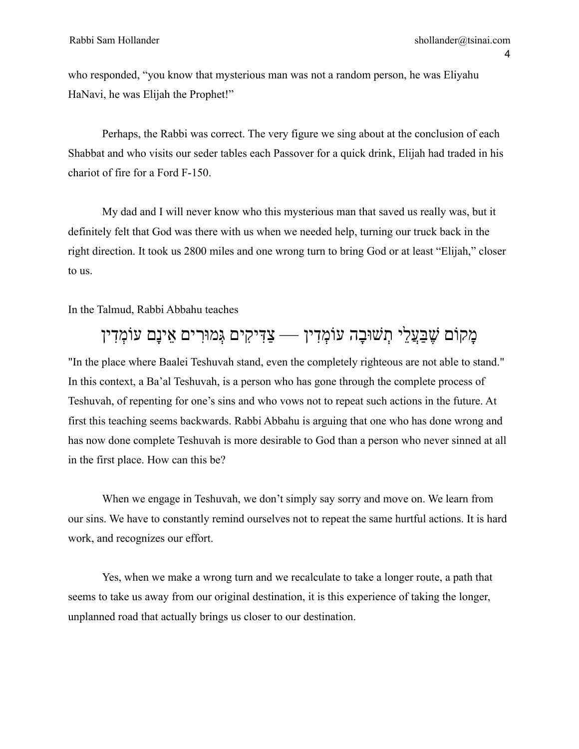who responded, “you know that mysterious man was not a random person, he was Eliyahu HaNavi, he was Elijah the Prophet!”

Perhaps, the Rabbi was correct. The very figure we sing about at the conclusion of each Shabbat and who visits our seder tables each Passover for a quick drink, Elijah had traded in his chariot of fire for a Ford F-150.

My dad and I will never know who this mysterious man that saved us really was, but it definitely felt that God was there with us when we needed help, turning our truck back in the right direction. It took us 2800 miles and one wrong turn to bring God or at least “Elijah,” closer to us.

In the Talmud, Rabbi Abbahu teaches

מָקוֹם שֶׁבַּעֲלֵי תְשׁוּבָה עוֹמְדִין — צַדִּיקִים גְּמוּרִים אֵינָם עוֹמְדִין

"In the place where Baalei Teshuvah stand, even the completely righteous are not able to stand." In this context, a Ba’al Teshuvah, is a person who has gone through the complete process of Teshuvah, of repenting for one’s sins and who vows not to repeat such actions in the future. At first this teaching seems backwards. Rabbi Abbahu is arguing that one who has done wrong and has now done complete Teshuvah is more desirable to God than a person who never sinned at all in the first place. How can this be?

When we engage in Teshuvah, we don’t simply say sorry and move on. We learn from our sins. We have to constantly remind ourselves not to repeat the same hurtful actions. It is hard work, and recognizes our effort.

Yes, when we make a wrong turn and we recalculate to take a longer route, a path that seems to take us away from our original destination, it is this experience of taking the longer, unplanned road that actually brings us closer to our destination.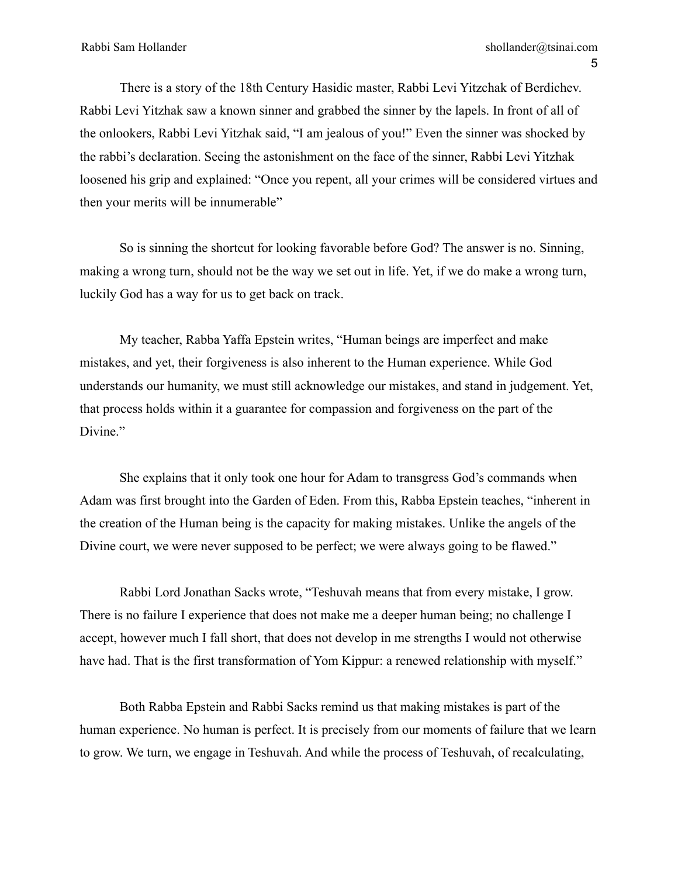There is a story of the 18th Century Hasidic master, Rabbi Levi Yitzchak of Berdichev. Rabbi Levi Yitzhak saw a known sinner and grabbed the sinner by the lapels. In front of all of the onlookers, Rabbi Levi Yitzhak said, "I am jealous of you!" Even the sinner was shocked by the rabbi's declaration. Seeing the astonishment on the face of the sinner, Rabbi Levi Yitzhak loosened his grip and explained: "Once you repent, all your crimes will be considered virtues and then your merits will be innumerable"

So is sinning the shortcut for looking favorable before God? The answer is no. Sinning, making a wrong turn, should not be the way we set out in life. Yet, if we do make a wrong turn, luckily God has a way for us to get back on track.

My teacher, Rabba Yaffa Epstein writes, "Human beings are imperfect and make mistakes, and yet, their forgiveness is also inherent to the Human experience. While God understands our humanity, we must still acknowledge our mistakes, and stand in judgement. Yet, that process holds within it a guarantee for compassion and forgiveness on the part of the Divine."

She explains that it only took one hour for Adam to transgress God's commands when Adam was first brought into the Garden of Eden. From this, Rabba Epstein teaches, "inherent in the creation of the Human being is the capacity for making mistakes. Unlike the angels of the Divine court, we were never supposed to be perfect; we were always going to be flawed."

Rabbi Lord Jonathan Sacks wrote, "Teshuvah means that from every mistake, I grow. There is no failure I experience that does not make me a deeper human being; no challenge I accept, however much I fall short, that does not develop in me strengths I would not otherwise have had. That is the first transformation of Yom Kippur: a renewed relationship with myself."

Both Rabba Epstein and Rabbi Sacks remind us that making mistakes is part of the human experience. No human is perfect. It is precisely from our moments of failure that we learn to grow. We turn, we engage in Teshuvah. And while the process of Teshuvah, of recalculating,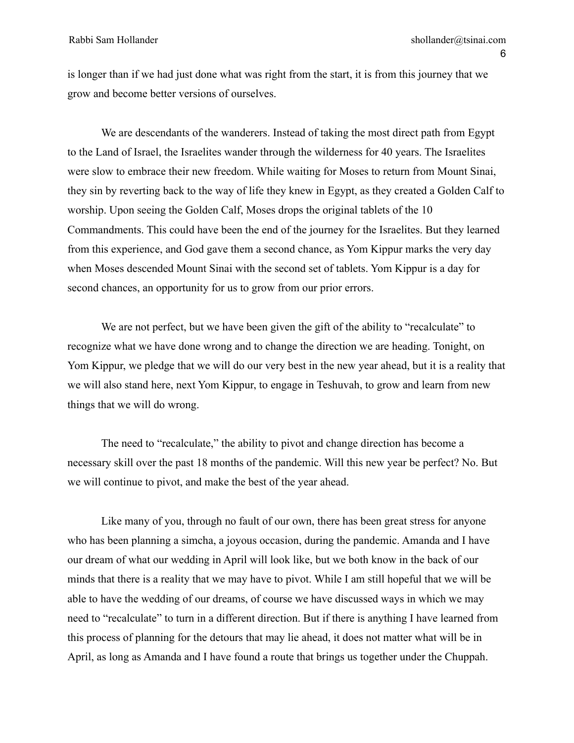is longer than if we had just done what was right from the start, it is from this journey that we grow and become better versions of ourselves.

We are descendants of the wanderers. Instead of taking the most direct path from Egypt to the Land of Israel, the Israelites wander through the wilderness for 40 years. The Israelites were slow to embrace their new freedom. While waiting for Moses to return from Mount Sinai, they sin by reverting back to the way of life they knew in Egypt, as they created a Golden Calf to worship. Upon seeing the Golden Calf, Moses drops the original tablets of the 10 Commandments. This could have been the end of the journey for the Israelites. But they learned from this experience, and God gave them a second chance, as Yom Kippur marks the very day when Moses descended Mount Sinai with the second set of tablets. Yom Kippur is a day for second chances, an opportunity for us to grow from our prior errors.

We are not perfect, but we have been given the gift of the ability to "recalculate" to recognize what we have done wrong and to change the direction we are heading. Tonight, on Yom Kippur, we pledge that we will do our very best in the new year ahead, but it is a reality that we will also stand here, next Yom Kippur, to engage in Teshuvah, to grow and learn from new things that we will do wrong.

The need to "recalculate," the ability to pivot and change direction has become a necessary skill over the past 18 months of the pandemic. Will this new year be perfect? No. But we will continue to pivot, and make the best of the year ahead.

Like many of you, through no fault of our own, there has been great stress for anyone who has been planning a simcha, a joyous occasion, during the pandemic. Amanda and I have our dream of what our wedding in April will look like, but we both know in the back of our minds that there is a reality that we may have to pivot. While I am still hopeful that we will be able to have the wedding of our dreams, of course we have discussed ways in which we may need to "recalculate" to turn in a different direction. But if there is anything I have learned from this process of planning for the detours that may lie ahead, it does not matter what will be in April, as long as Amanda and I have found a route that brings us together under the Chuppah.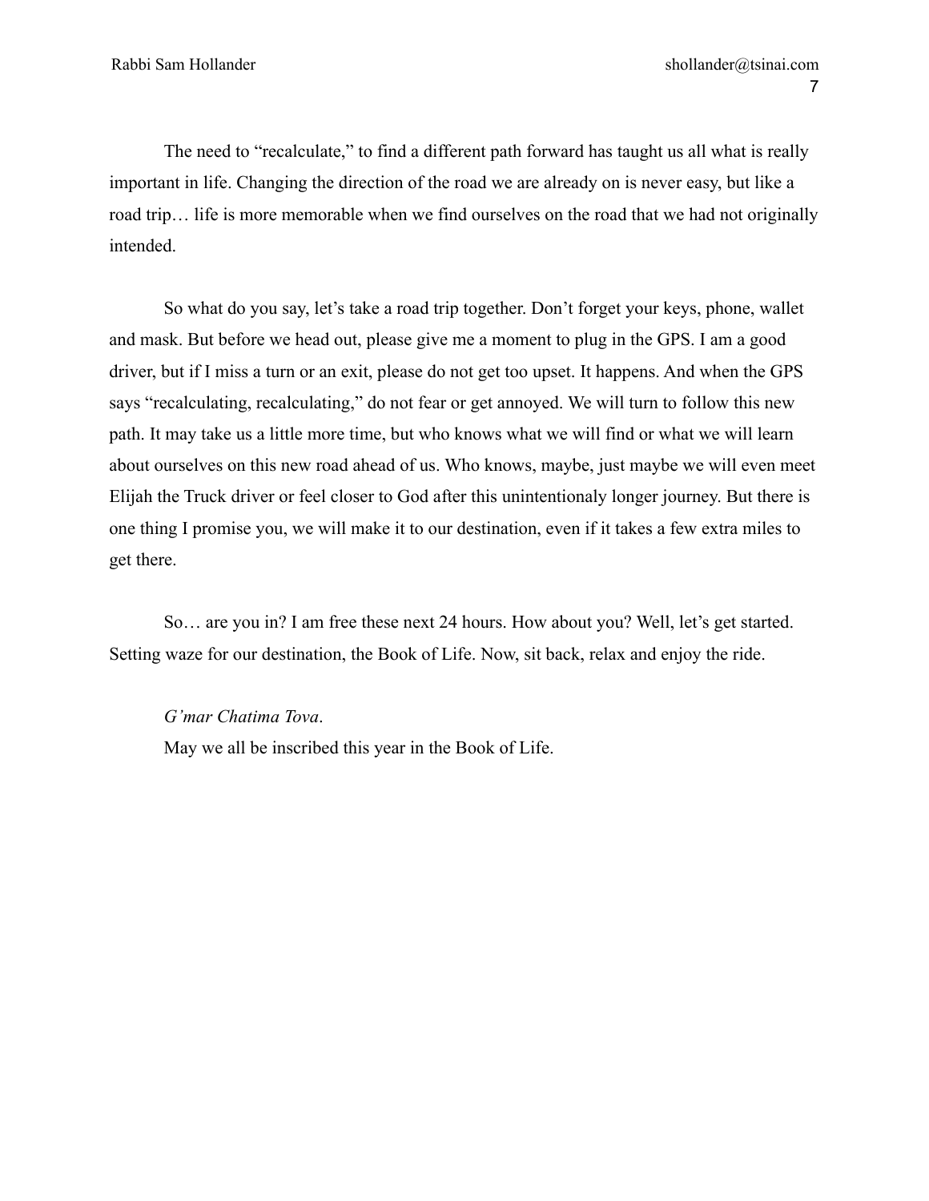The need to "recalculate," to find a different path forward has taught us all what is really important in life. Changing the direction of the road we are already on is never easy, but like a road trip… life is more memorable when we find ourselves on the road that we had not originally intended.

So what do you say, let's take a road trip together. Don't forget your keys, phone, wallet and mask. But before we head out, please give me a moment to plug in the GPS. I am a good driver, but if I miss a turn or an exit, please do not get too upset. It happens. And when the GPS says "recalculating, recalculating," do not fear or get annoyed. We will turn to follow this new path. It may take us a little more time, but who knows what we will find or what we will learn about ourselves on this new road ahead of us. Who knows, maybe, just maybe we will even meet Elijah the Truck driver or feel closer to God after this unintentionaly longer journey. But there is one thing I promise you, we will make it to our destination, even if it takes a few extra miles to get there.

So… are you in? I am free these next 24 hours. How about you? Well, let's get started. Setting waze for our destination, the Book of Life. Now, sit back, relax and enjoy the ride.

*G'mar Chatima Tova*.

May we all be inscribed this year in the Book of Life.